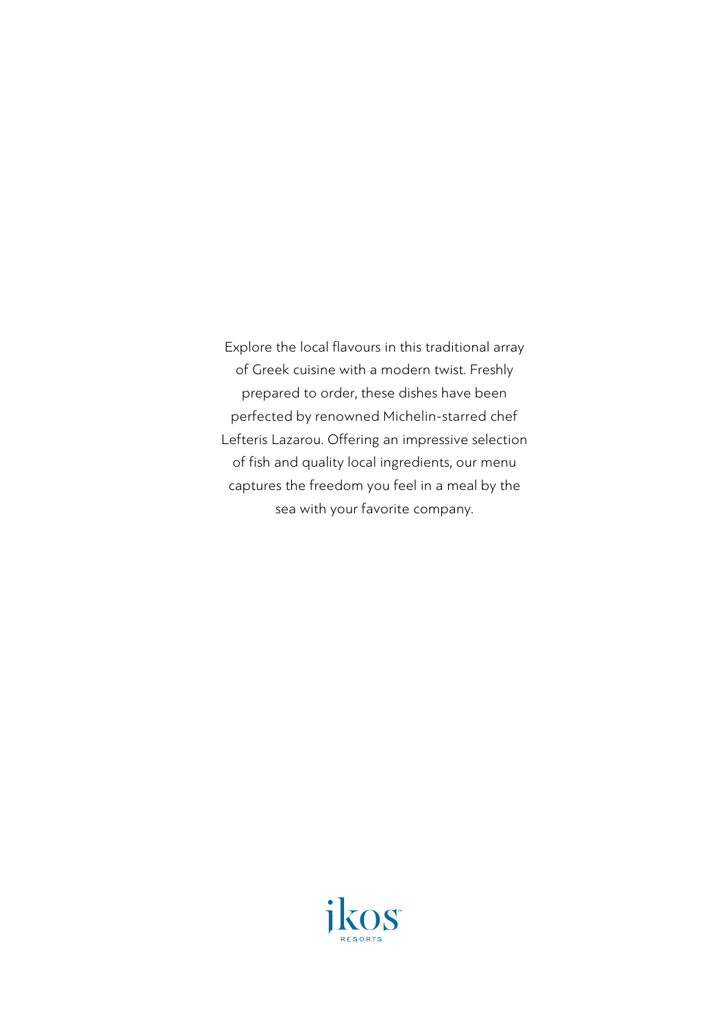Explore the local flavours in this traditional array of Greek cuisine with a modern twist. Freshly prepared to order, these dishes have been perfected by renowned Michelin-starred chef Lefteris Lazarou. Offering an impressive selection of fish and quality local ingredients, our menu captures the freedom you feel in a meal by the sea with your favorite company.

ikos RESORTS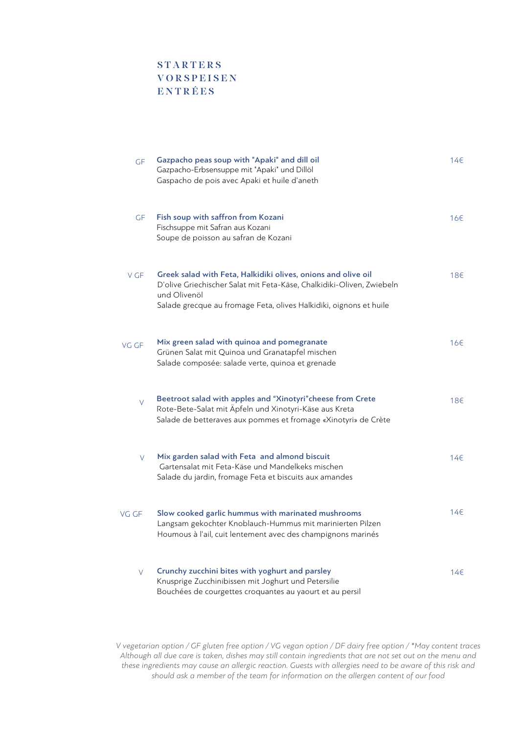# STARTERS
# VORSPEISEN
# ENTRÉES

| | | |
|---|---|---|
| GF | **Gazpacho peas soup with "Apaki" and dill oil**<br>Gazpacho-Erbsensuppe mit "Apaki" und Dillöl<br>Gaspacho de pois avec Apaki et huile d'aneth | 14€ |
| GF | **Fish soup with saffron from Kozani**<br>Fischsuppe mit Safran aus Kozani<br>Soupe de poisson au safran de Kozani | 16€ |
| V GF | **Greek salad with Feta, Halkidiki olives, onions and olive oil**<br>D'olive Griechischer Salat mit Feta-Käse, Chalkidiki-Oliven, Zwiebeln und Olivenöl<br>Salade grecque au fromage Feta, olives Halkidiki, oignons et huile | 18€ |
| VG GF | **Mix green salad with quinoa and pomegranate**<br>Grünen Salat mit Quinoa und Granatapfel mischen<br>Salade composée: salade verte, quinoa et grenade | 16€ |
| V | **Beetroot salad with apples and "Xinotyri"cheese from Crete**<br>Rote-Bete-Salat mit Äpfeln und Xinotyri-Käse aus Kreta<br>Salade de betteraves aux pommes et fromage «Xinotyri» de Crète | 18€ |
| V | **Mix garden salad with Feta and almond biscuit**<br>Gartensalat mit Feta-Käse und Mandelkeks mischen<br>Salade du jardin, fromage Feta et biscuits aux amandes | 14€ |
| VG GF | **Slow cooked garlic hummus with marinated mushrooms**<br>Langsam gekochter Knoblauch-Hummus mit marinierten Pilzen<br>Houmous à l'ail, cuit lentement avec des champignons marinés | 14€ |
| V | **Crunchy zucchini bites with yoghurt and parsley**<br>Knusprige Zucchinibissen mit Joghurt und Petersilie<br>Bouchées de courgettes croquantes au yaourt et au persil | 14€ |

*V vegetarian option / GF gluten free option / VG vegan option / DF dairy free option / *May content traces Although all due care is taken, dishes may still contain ingredients that are not set out on the menu and these ingredients may cause an allergic reaction. Guests with allergies need to be aware of this risk and should ask a member of the team for information on the allergen content of our food*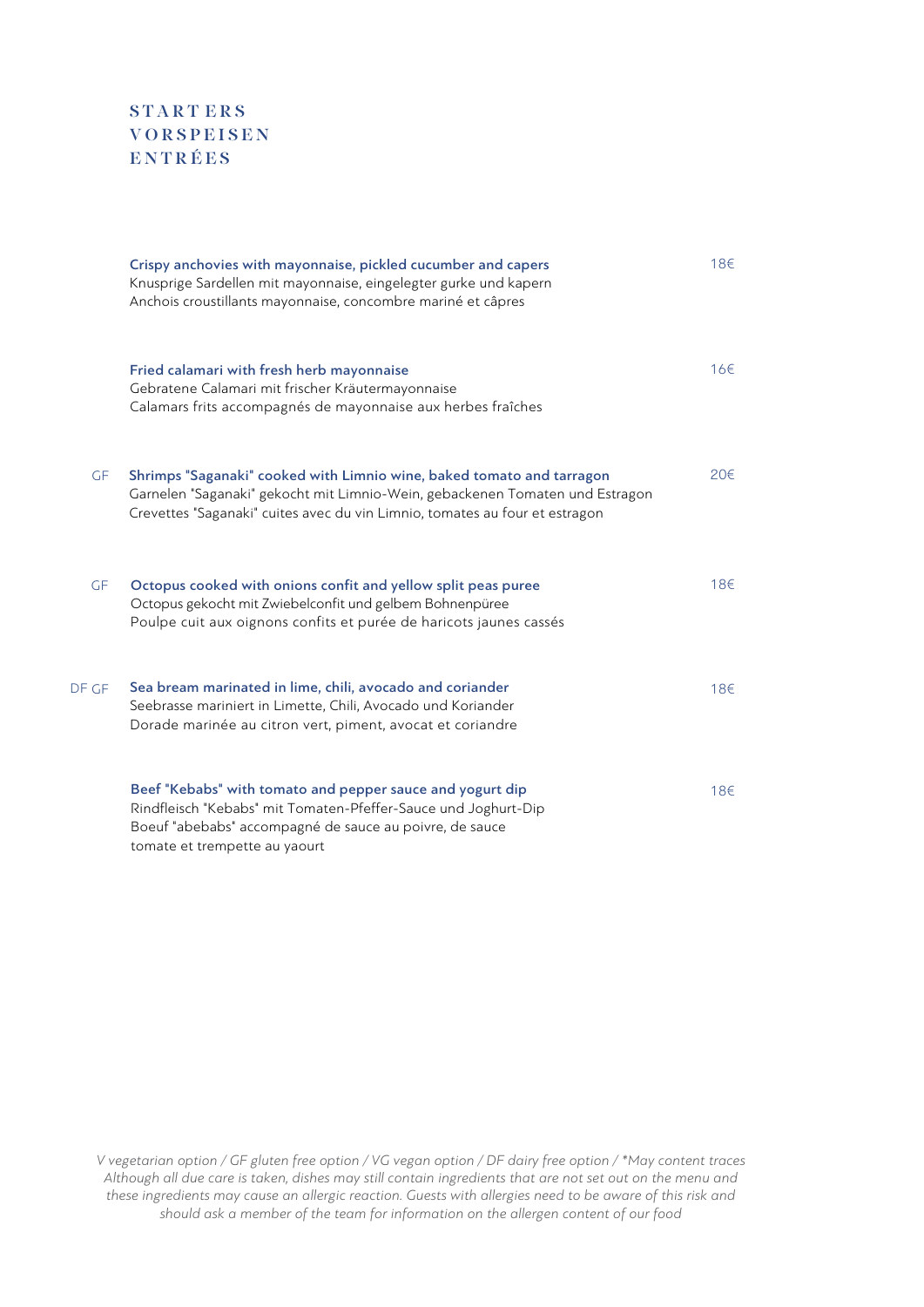# STARTERS
# VORSPEISEN
# ENTRÉES

**Crispy anchovies with mayonnaise, pickled cucumber and capers** — 18€
Knusprige Sardellen mit mayonnaise, eingelegter gurke und kapern
Anchois croustillants mayonnaise, concombre mariné et câpres

**Fried calamari with fresh herb mayonnaise** — 16€
Gebratene Calamari mit frischer Kräutermayonnaise
Calamars frits accompagnés de mayonnaise aux herbes fraîches

GF **Shrimps "Saganaki" cooked with Limnio wine, baked tomato and tarragon** — 20€
Garnelen "Saganaki" gekocht mit Limnio-Wein, gebackenen Tomaten und Estragon
Crevettes "Saganaki" cuites avec du vin Limnio, tomates au four et estragon

GF **Octopus cooked with onions confit and yellow split peas puree** — 18€
Octopus gekocht mit Zwiebelconfit und gelbem Bohnenpüree
Poulpe cuit aux oignons confits et purée de haricots jaunes cassés

DF GF **Sea bream marinated in lime, chili, avocado and coriander** — 18€
Seebrasse mariniert in Limette, Chili, Avocado und Koriander
Dorade marinée au citron vert, piment, avocat et coriandre

**Beef "Kebabs" with tomato and pepper sauce and yogurt dip** — 18€
Rindfleisch "Kebabs" mit Tomaten-Pfeffer-Sauce und Joghurt-Dip
Boeuf "abebabs" accompagné de sauce au poivre, de sauce tomate et trempette au yaourt

*V vegetarian option / GF gluten free option / VG vegan option / DF dairy free option / *May content traces Although all due care is taken, dishes may still contain ingredients that are not set out on the menu and these ingredients may cause an allergic reaction. Guests with allergies need to be aware of this risk and should ask a member of the team for information on the allergen content of our food*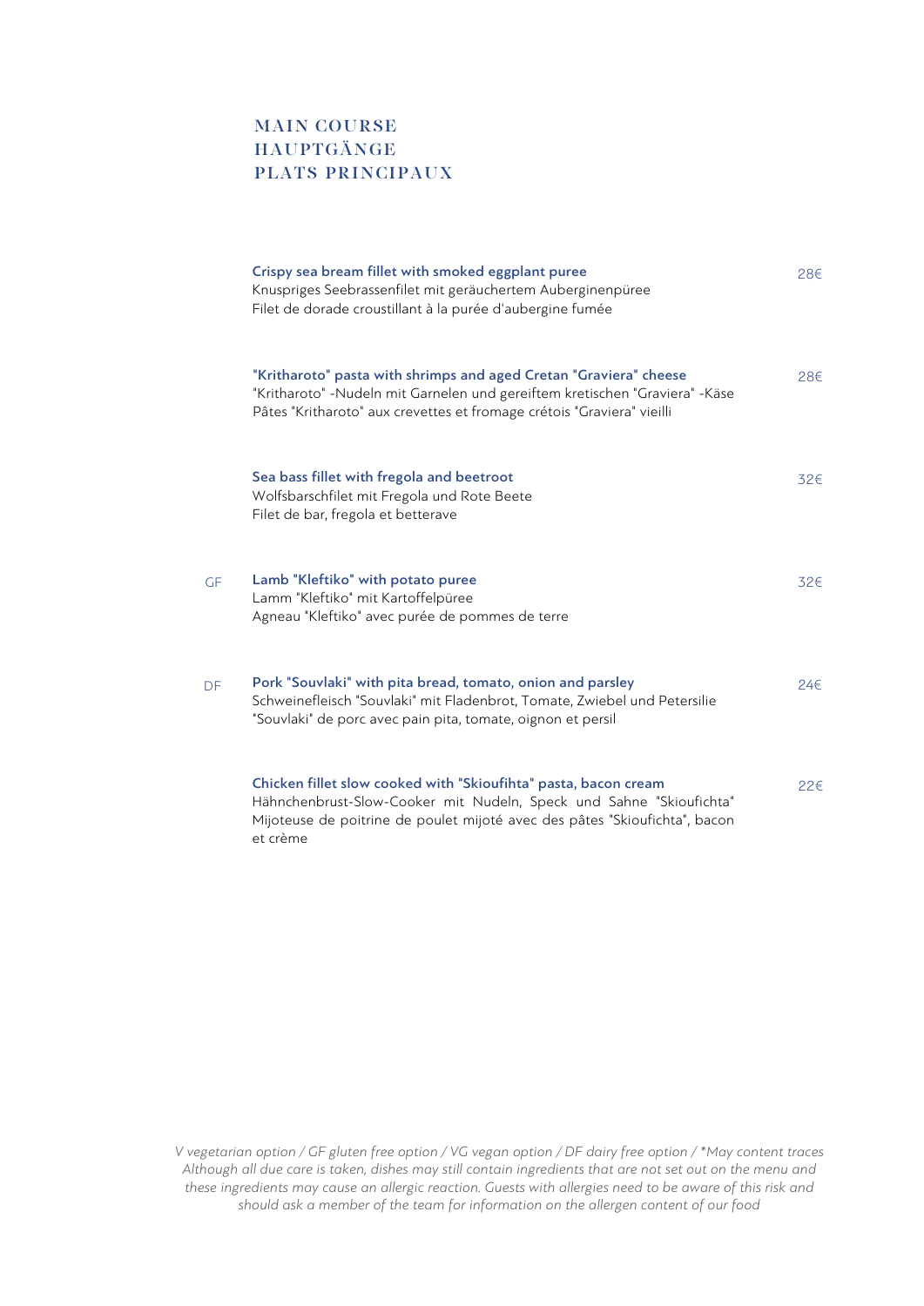# MAIN COURSE
# HAUPTGÄNGE
# PLATS PRINCIPAUX

**Crispy sea bream fillet with smoked eggplant puree** — 28€
Knuspriges Seebrassenfilet mit geräuchertem Auberginenpüree
Filet de dorade croustillant à la purée d'aubergine fumée

**"Kritharoto" pasta with shrimps and aged Cretan "Graviera" cheese** — 28€
"Kritharoto" -Nudeln mit Garnelen und gereiftem kretischen "Graviera" -Käse
Pâtes "Kritharoto" aux crevettes et fromage crétois "Graviera" vieilli

**Sea bass fillet with fregola and beetroot** — 32€
Wolfsbarschfilet mit Fregola und Rote Beete
Filet de bar, fregola et betterave

GF **Lamb "Kleftiko" with potato puree** — 32€
Lamm "Kleftiko" mit Kartoffelpüree
Agneau "Kleftiko" avec purée de pommes de terre

DF **Pork "Souvlaki" with pita bread, tomato, onion and parsley** — 24€
Schweinefleisch "Souvlaki" mit Fladenbrot, Tomate, Zwiebel und Petersilie
"Souvlaki" de porc avec pain pita, tomate, oignon et persil

**Chicken fillet slow cooked with "Skioufihta" pasta, bacon cream** — 22€
Hähnchenbrust-Slow-Cooker mit Nudeln, Speck und Sahne "Skioufichta"
Mijoteuse de poitrine de poulet mijoté avec des pâtes "Skioufichta", bacon et crème

*V vegetarian option / GF gluten free option / VG vegan option / DF dairy free option / *May content traces*
*Although all due care is taken, dishes may still contain ingredients that are not set out on the menu and these ingredients may cause an allergic reaction. Guests with allergies need to be aware of this risk and should ask a member of the team for information on the allergen content of our food*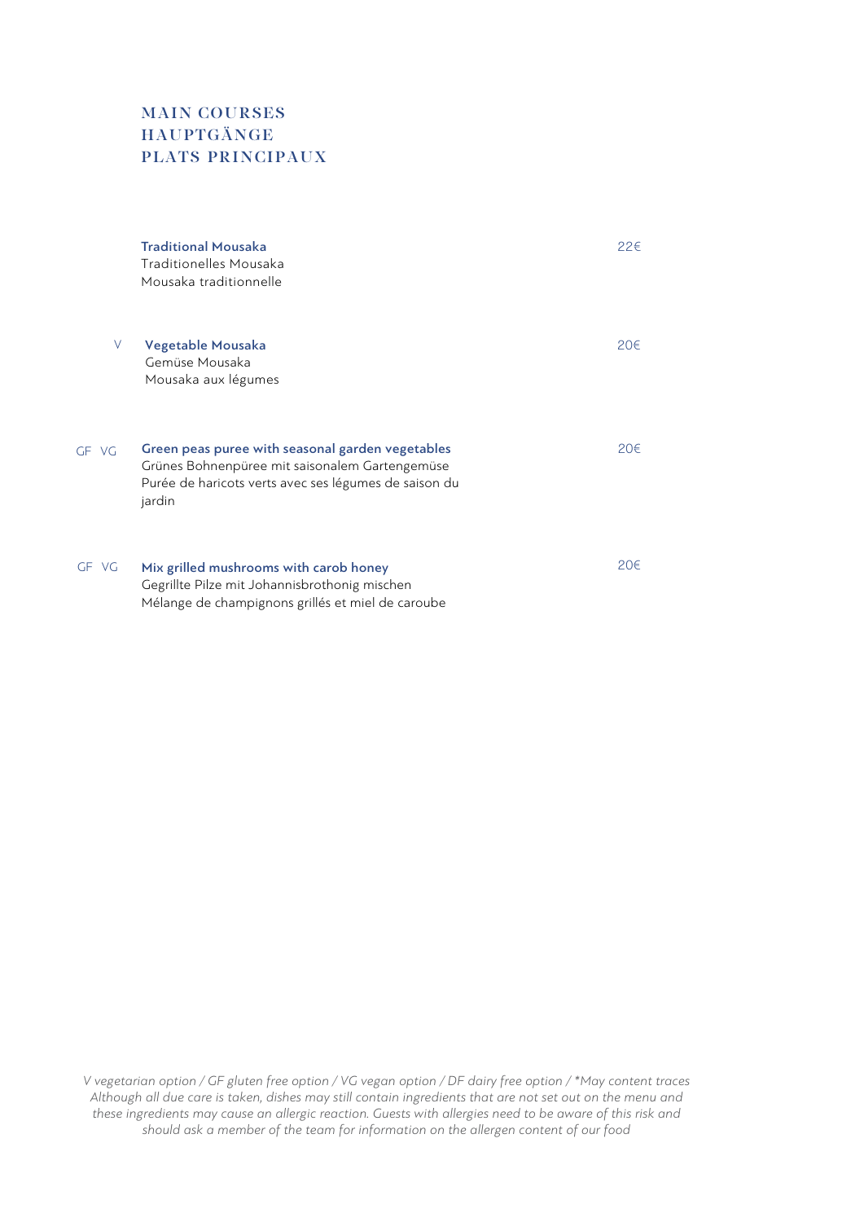# MAIN COURSES
# HAUPTGÄNGE
# PLATS PRINCIPAUX

**Traditional Mousaka** — 22€
Traditionelles Mousaka
Mousaka traditionnelle

V **Vegetable Mousaka** — 20€
Gemüse Mousaka
Mousaka aux légumes

GF VG **Green peas puree with seasonal garden vegetables** — 20€
Grünes Bohnenpüree mit saisonalem Gartengemüse
Purée de haricots verts avec ses légumes de saison du jardin

GF VG **Mix grilled mushrooms with carob honey** — 20€
Gegrillte Pilze mit Johannisbrothonig mischen
Mélange de champignons grillés et miel de caroube

*V vegetarian option / GF gluten free option / VG vegan option / DF dairy free option / *May content traces Although all due care is taken, dishes may still contain ingredients that are not set out on the menu and these ingredients may cause an allergic reaction. Guests with allergies need to be aware of this risk and should ask a member of the team for information on the allergen content of our food*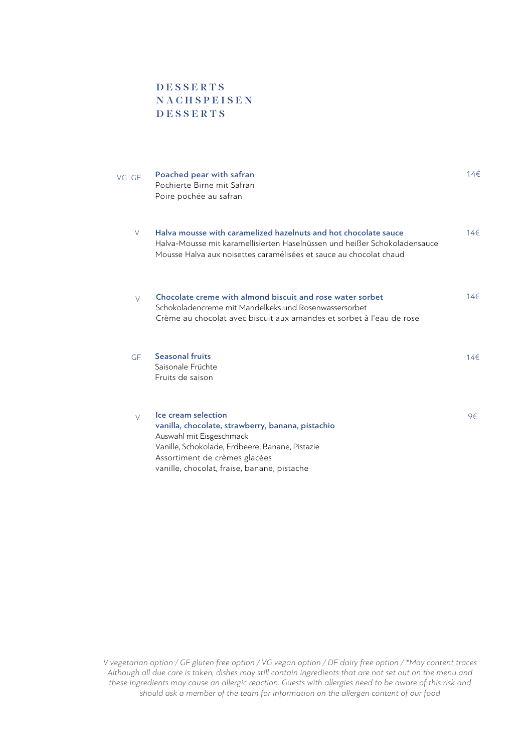# DESSERTS
# NACHSPEISEN
# DESSERTS

VG GF **Poached pear with safran** 14€
Pochierte Birne mit Safran
Poire pochée au safran

V **Halva mousse with caramelized hazelnuts and hot chocolate sauce** 14€
Halva-Mousse mit karamellisierten Haselnüssen und heißer Schokoladensauce
Mousse Halva aux noisettes caramélisées et sauce au chocolat chaud

V **Chocolate creme with almond biscuit and rose water sorbet** 14€
Schokoladencreme mit Mandelkeks und Rosenwassersorbet
Crème au chocolat avec biscuit aux amandes et sorbet à l'eau de rose

GF **Seasonal fruits** 14€
Saisonale Früchte
Fruits de saison

V **Ice cream selection** 9€
**vanilla, chocolate, strawberry, banana, pistachio**
Auswahl mit Eisgeschmack
Vanille, Schokolade, Erdbeere, Banane, Pistazie
Assortiment de crèmes glacées
vanille, chocolat, fraise, banane, pistache

*V vegetarian option / GF gluten free option / VG vegan option / DF dairy free option / *May content traces*
*Although all due care is taken, dishes may still contain ingredients that are not set out on the menu and these ingredients may cause an allergic reaction. Guests with allergies need to be aware of this risk and should ask a member of the team for information on the allergen content of our food*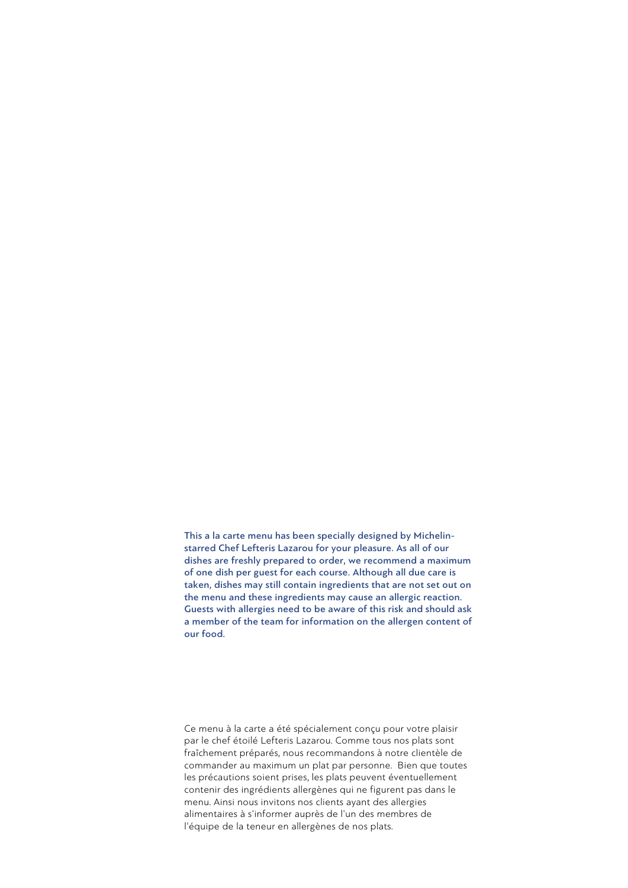**This a la carte menu has been specially designed by Michelin-starred Chef Lefteris Lazarou for your pleasure. As all of our dishes are freshly prepared to order, we recommend a maximum of one dish per guest for each course. Although all due care is taken, dishes may still contain ingredients that are not set out on the menu and these ingredients may cause an allergic reaction. Guests with allergies need to be aware of this risk and should ask a member of the team for information on the allergen content of our food.**

Ce menu à la carte a été spécialement conçu pour votre plaisir par le chef étoilé Lefteris Lazarou. Comme tous nos plats sont fraîchement préparés, nous recommandons à notre clientèle de commander au maximum un plat par personne. Bien que toutes les précautions soient prises, les plats peuvent éventuellement contenir des ingrédients allergènes qui ne figurent pas dans le menu. Ainsi nous invitons nos clients ayant des allergies alimentaires à s'informer auprès de l'un des membres de l'équipe de la teneur en allergènes de nos plats.